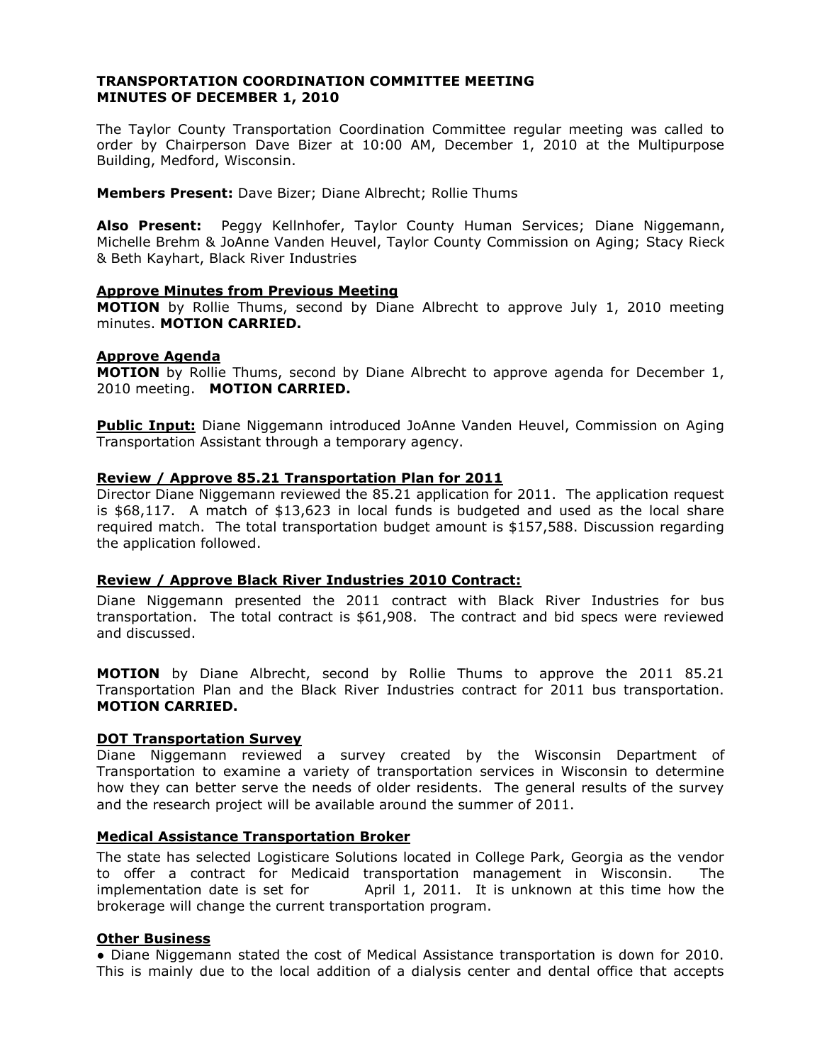**TRANSPORTATION COORDINATION COMMITTEE MEETING**
**MINUTES OF DECEMBER 1, 2010**

The Taylor County Transportation Coordination Committee regular meeting was called to order by Chairperson Dave Bizer at 10:00 AM, December 1, 2010 at the Multipurpose Building, Medford, Wisconsin.

**Members Present:** Dave Bizer; Diane Albrecht; Rollie Thums

**Also Present:** Peggy Kellnhofer, Taylor County Human Services; Diane Niggemann, Michelle Brehm & JoAnne Vanden Heuvel, Taylor County Commission on Aging; Stacy Rieck & Beth Kayhart, Black River Industries

**Approve Minutes from Previous Meeting**

**MOTION** by Rollie Thums, second by Diane Albrecht to approve July 1, 2010 meeting minutes. **MOTION CARRIED.**

**Approve Agenda**

**MOTION** by Rollie Thums, second by Diane Albrecht to approve agenda for December 1, 2010 meeting. **MOTION CARRIED.**

**Public Input:** Diane Niggemann introduced JoAnne Vanden Heuvel, Commission on Aging Transportation Assistant through a temporary agency.

**Review / Approve 85.21 Transportation Plan for 2011**

Director Diane Niggemann reviewed the 85.21 application for 2011. The application request is $68,117. A match of $13,623 in local funds is budgeted and used as the local share required match. The total transportation budget amount is $157,588. Discussion regarding the application followed.

**Review / Approve Black River Industries 2010 Contract:**

Diane Niggemann presented the 2011 contract with Black River Industries for bus transportation. The total contract is $61,908. The contract and bid specs were reviewed and discussed.

**MOTION** by Diane Albrecht, second by Rollie Thums to approve the 2011 85.21 Transportation Plan and the Black River Industries contract for 2011 bus transportation. **MOTION CARRIED.**

**DOT Transportation Survey**

Diane Niggemann reviewed a survey created by the Wisconsin Department of Transportation to examine a variety of transportation services in Wisconsin to determine how they can better serve the needs of older residents. The general results of the survey and the research project will be available around the summer of 2011.

**Medical Assistance Transportation Broker**

The state has selected Logisticare Solutions located in College Park, Georgia as the vendor to offer a contract for Medicaid transportation management in Wisconsin. The implementation date is set for April 1, 2011. It is unknown at this time how the brokerage will change the current transportation program.

**Other Business**

- Diane Niggemann stated the cost of Medical Assistance transportation is down for 2010. This is mainly due to the local addition of a dialysis center and dental office that accepts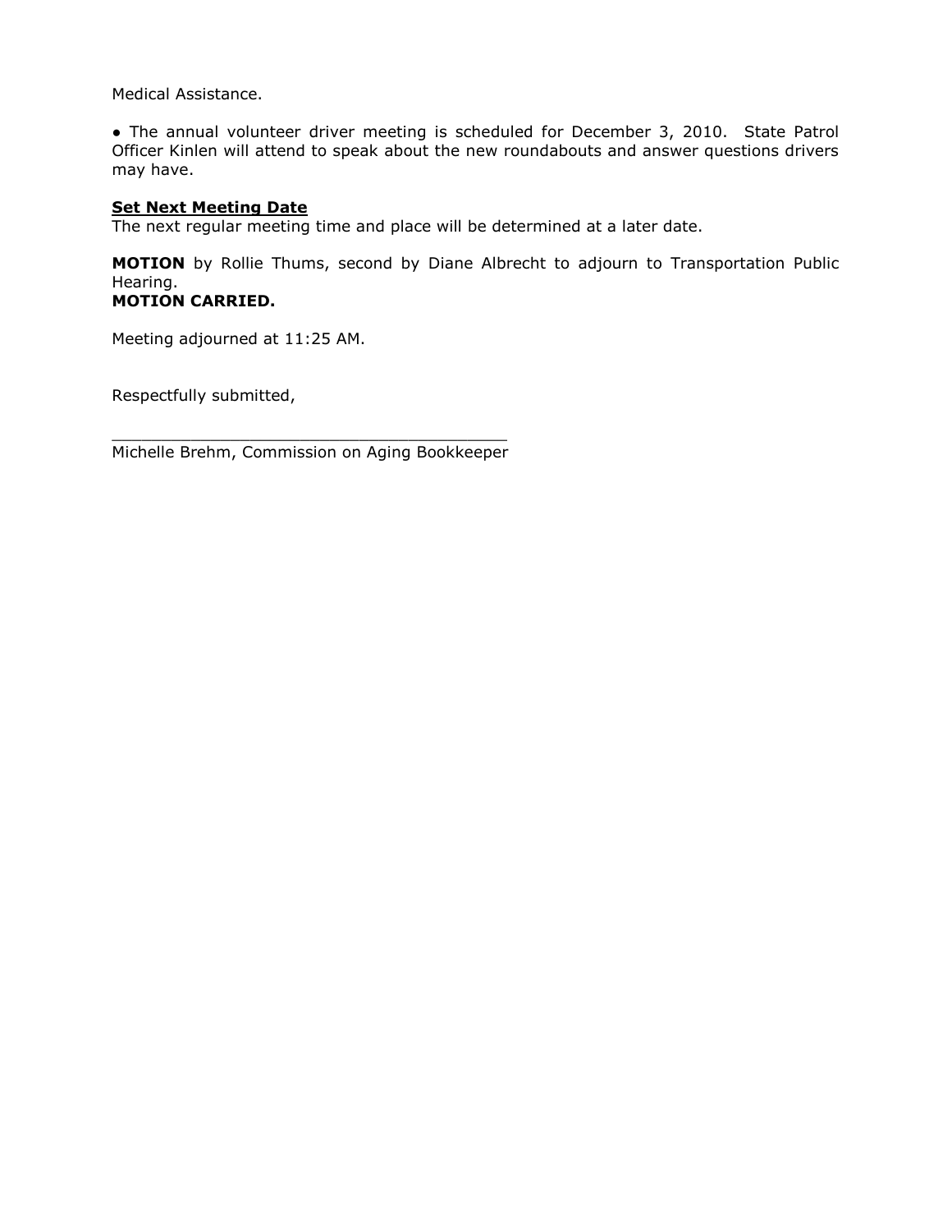Medical Assistance.

● The annual volunteer driver meeting is scheduled for December 3, 2010. State Patrol Officer Kinlen will attend to speak about the new roundabouts and answer questions drivers may have.

**Set Next Meeting Date**

The next regular meeting time and place will be determined at a later date.

**MOTION** by Rollie Thums, second by Diane Albrecht to adjourn to Transportation Public Hearing.
**MOTION CARRIED.**

Meeting adjourned at 11:25 AM.

Respectfully submitted,

_________________________________________
Michelle Brehm, Commission on Aging Bookkeeper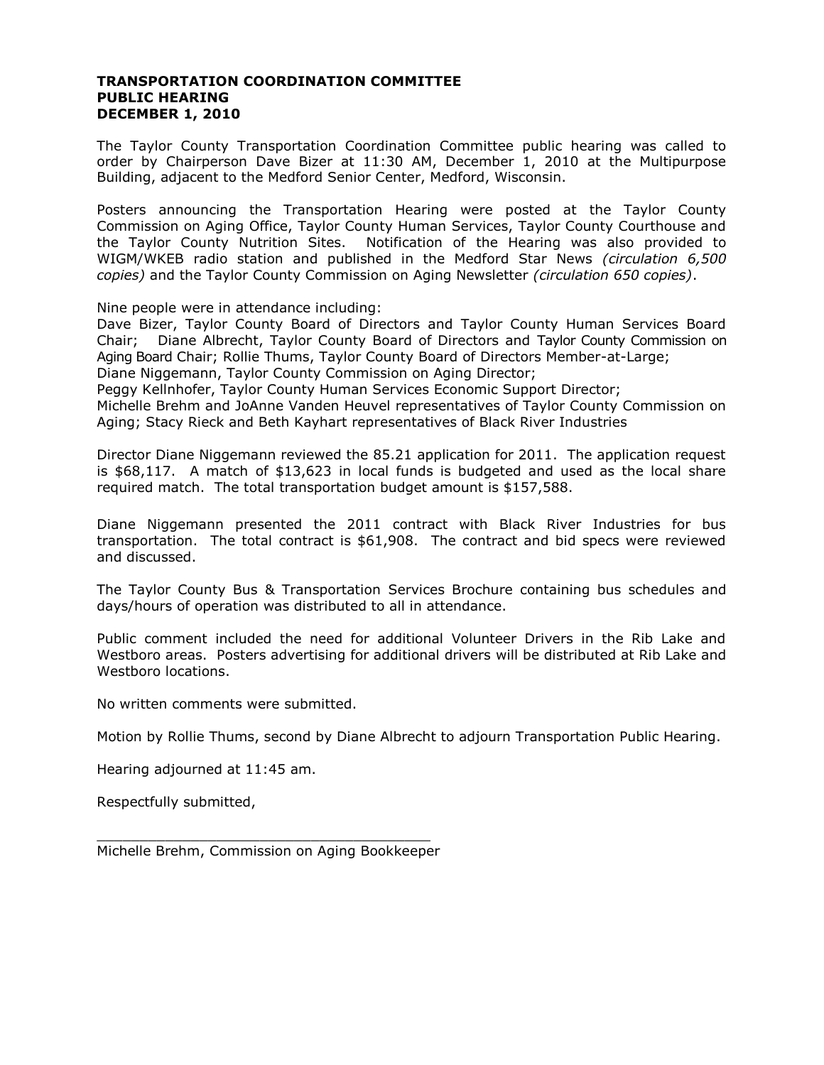**TRANSPORTATION COORDINATION COMMITTEE**
**PUBLIC HEARING**
**DECEMBER 1, 2010**

The Taylor County Transportation Coordination Committee public hearing was called to order by Chairperson Dave Bizer at 11:30 AM, December 1, 2010 at the Multipurpose Building, adjacent to the Medford Senior Center, Medford, Wisconsin.

Posters announcing the Transportation Hearing were posted at the Taylor County Commission on Aging Office, Taylor County Human Services, Taylor County Courthouse and the Taylor County Nutrition Sites. Notification of the Hearing was also provided to WIGM/WKEB radio station and published in the Medford Star News *(circulation 6,500 copies)* and the Taylor County Commission on Aging Newsletter *(circulation 650 copies)*.

Nine people were in attendance including:
Dave Bizer, Taylor County Board of Directors and Taylor County Human Services Board Chair; Diane Albrecht, Taylor County Board of Directors and Taylor County Commission on Aging Board Chair; Rollie Thums, Taylor County Board of Directors Member-at-Large;
Diane Niggemann, Taylor County Commission on Aging Director;
Peggy Kellnhofer, Taylor County Human Services Economic Support Director;
Michelle Brehm and JoAnne Vanden Heuvel representatives of Taylor County Commission on Aging; Stacy Rieck and Beth Kayhart representatives of Black River Industries

Director Diane Niggemann reviewed the 85.21 application for 2011. The application request is $68,117. A match of $13,623 in local funds is budgeted and used as the local share required match. The total transportation budget amount is $157,588.

Diane Niggemann presented the 2011 contract with Black River Industries for bus transportation. The total contract is $61,908. The contract and bid specs were reviewed and discussed.

The Taylor County Bus & Transportation Services Brochure containing bus schedules and days/hours of operation was distributed to all in attendance.

Public comment included the need for additional Volunteer Drivers in the Rib Lake and Westboro areas. Posters advertising for additional drivers will be distributed at Rib Lake and Westboro locations.

No written comments were submitted.

Motion by Rollie Thums, second by Diane Albrecht to adjourn Transportation Public Hearing.

Hearing adjourned at 11:45 am.

Respectfully submitted,

\_\_\_\_\_\_\_\_\_\_\_\_\_\_\_\_\_\_\_\_\_\_\_\_\_\_\_\_\_\_\_\_\_\_\_\_\_\_\_\_
Michelle Brehm, Commission on Aging Bookkeeper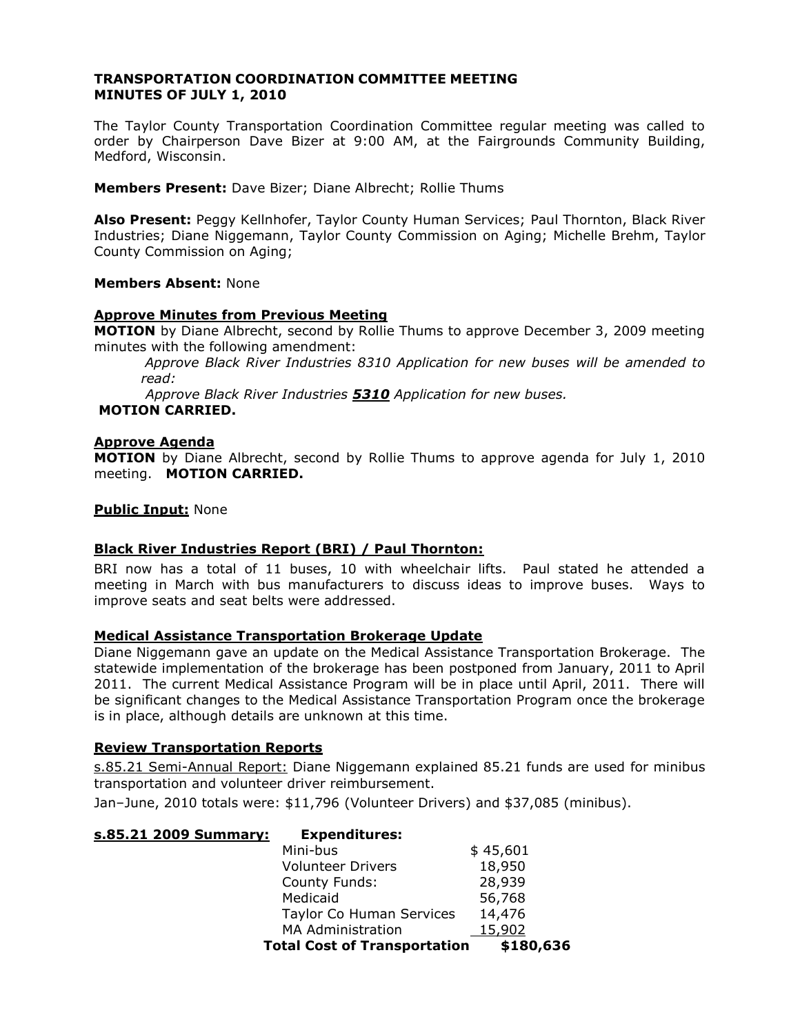**TRANSPORTATION COORDINATION COMMITTEE MEETING**
**MINUTES OF JULY 1, 2010**

The Taylor County Transportation Coordination Committee regular meeting was called to order by Chairperson Dave Bizer at 9:00 AM, at the Fairgrounds Community Building, Medford, Wisconsin.

**Members Present:** Dave Bizer; Diane Albrecht; Rollie Thums

**Also Present:** Peggy Kellnhofer, Taylor County Human Services; Paul Thornton, Black River Industries; Diane Niggemann, Taylor County Commission on Aging; Michelle Brehm, Taylor County Commission on Aging;

**Members Absent:** None

**Approve Minutes from Previous Meeting**

**MOTION** by Diane Albrecht, second by Rollie Thums to approve December 3, 2009 meeting minutes with the following amendment:

*Approve Black River Industries 8310 Application for new buses will be amended to read:*

*Approve Black River Industries **5310** Application for new buses.*

**MOTION CARRIED.**

**Approve Agenda**

**MOTION** by Diane Albrecht, second by Rollie Thums to approve agenda for July 1, 2010 meeting. **MOTION CARRIED.**

**Public Input:** None

**Black River Industries Report (BRI) / Paul Thornton:**

BRI now has a total of 11 buses, 10 with wheelchair lifts. Paul stated he attended a meeting in March with bus manufacturers to discuss ideas to improve buses. Ways to improve seats and seat belts were addressed.

**Medical Assistance Transportation Brokerage Update**

Diane Niggemann gave an update on the Medical Assistance Transportation Brokerage. The statewide implementation of the brokerage has been postponed from January, 2011 to April 2011. The current Medical Assistance Program will be in place until April, 2011. There will be significant changes to the Medical Assistance Transportation Program once the brokerage is in place, although details are unknown at this time.

**Review Transportation Reports**

s.85.21 Semi-Annual Report: Diane Niggemann explained 85.21 funds are used for minibus transportation and volunteer driver reimbursement.

Jan–June, 2010 totals were: $11,796 (Volunteer Drivers) and $37,085 (minibus).

**s.85.21 2009 Summary:**

| Expenditures: | |
|---|---|
| Mini-bus | $ 45,601 |
| Volunteer Drivers | 18,950 |
| County Funds: | 28,939 |
| Medicaid | 56,768 |
| Taylor Co Human Services | 14,476 |
| MA Administration | 15,902 |
| **Total Cost of Transportation** | **$180,636** |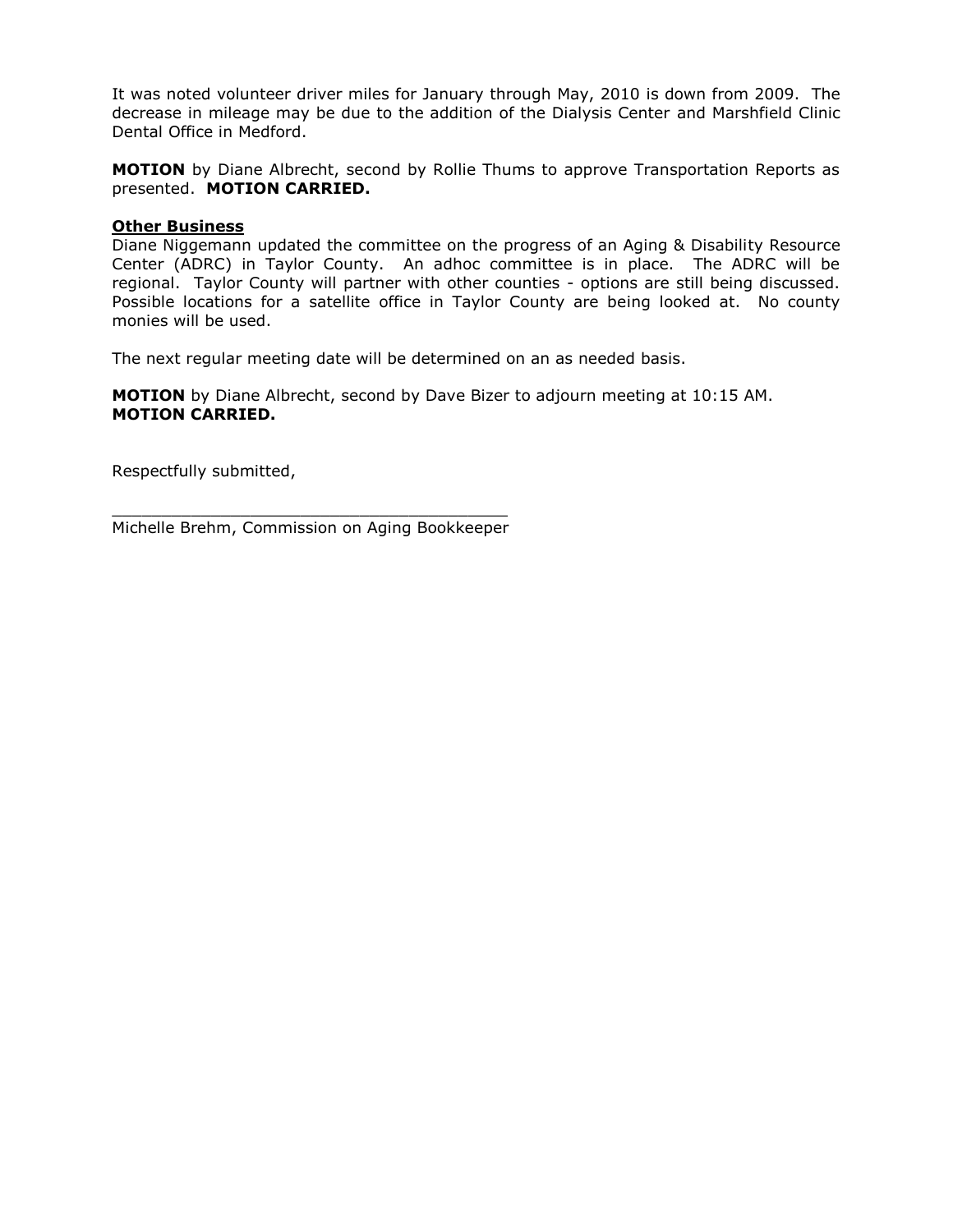It was noted volunteer driver miles for January through May, 2010 is down from 2009. The decrease in mileage may be due to the addition of the Dialysis Center and Marshfield Clinic Dental Office in Medford.

**MOTION** by Diane Albrecht, second by Rollie Thums to approve Transportation Reports as presented. **MOTION CARRIED.**

**Other Business**

Diane Niggemann updated the committee on the progress of an Aging & Disability Resource Center (ADRC) in Taylor County. An adhoc committee is in place. The ADRC will be regional. Taylor County will partner with other counties - options are still being discussed. Possible locations for a satellite office in Taylor County are being looked at. No county monies will be used.

The next regular meeting date will be determined on an as needed basis.

**MOTION** by Diane Albrecht, second by Dave Bizer to adjourn meeting at 10:15 AM.
**MOTION CARRIED.**

Respectfully submitted,

\_\_\_\_\_\_\_\_\_\_\_\_\_\_\_\_\_\_\_\_\_\_\_\_\_\_\_\_\_\_\_\_\_\_\_\_\_\_\_\_\_\_
Michelle Brehm, Commission on Aging Bookkeeper